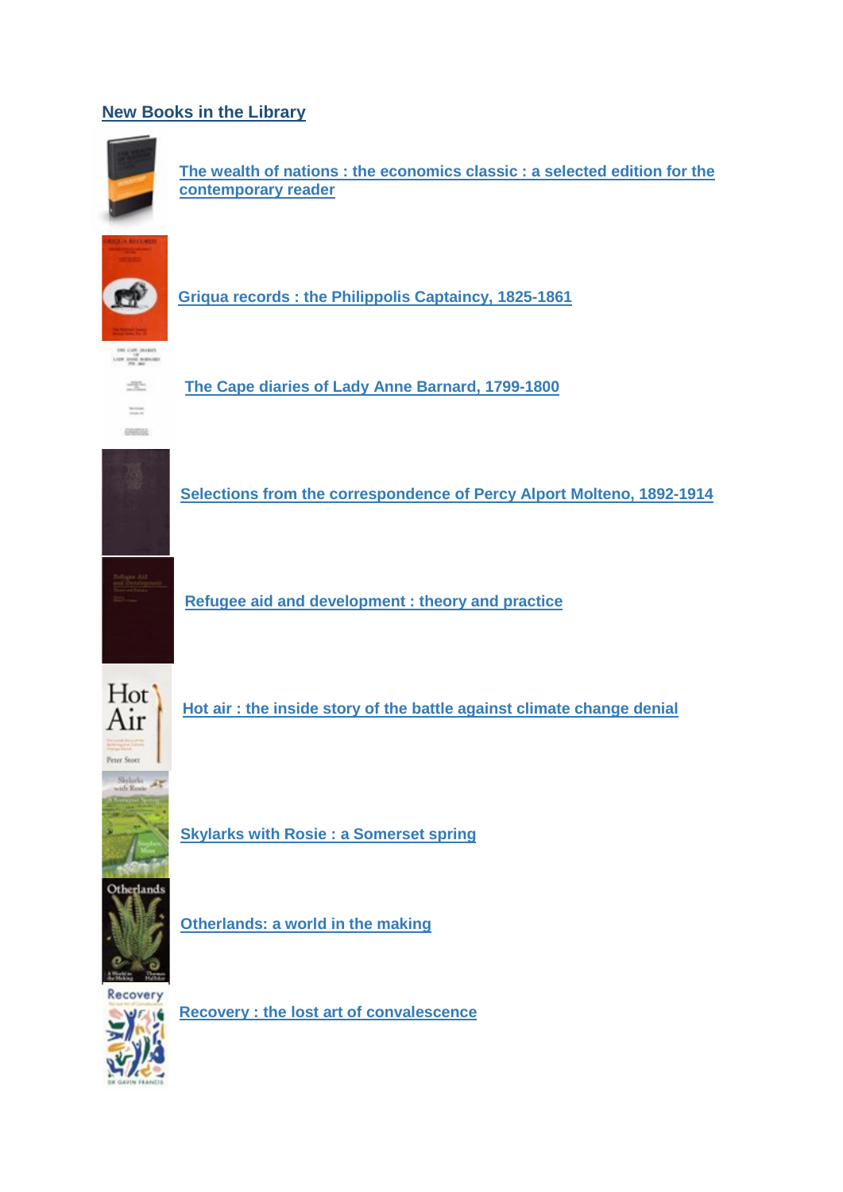## New Books in the Library

The wealth of nations : the economics classic : a selected edition for the contemporary reader

Griqua records : the Philippolis Captaincy, 1825-1861

The Cape diaries of Lady Anne Barnard, 1799-1800

Selections from the correspondence of Percy Alport Molteno, 1892-1914

Refugee aid and development : theory and practice

Hot air : the inside story of the battle against climate change denial

Skylarks with Rosie : a Somerset spring

Otherlands: a world in the making

Recovery : the lost art of convalescence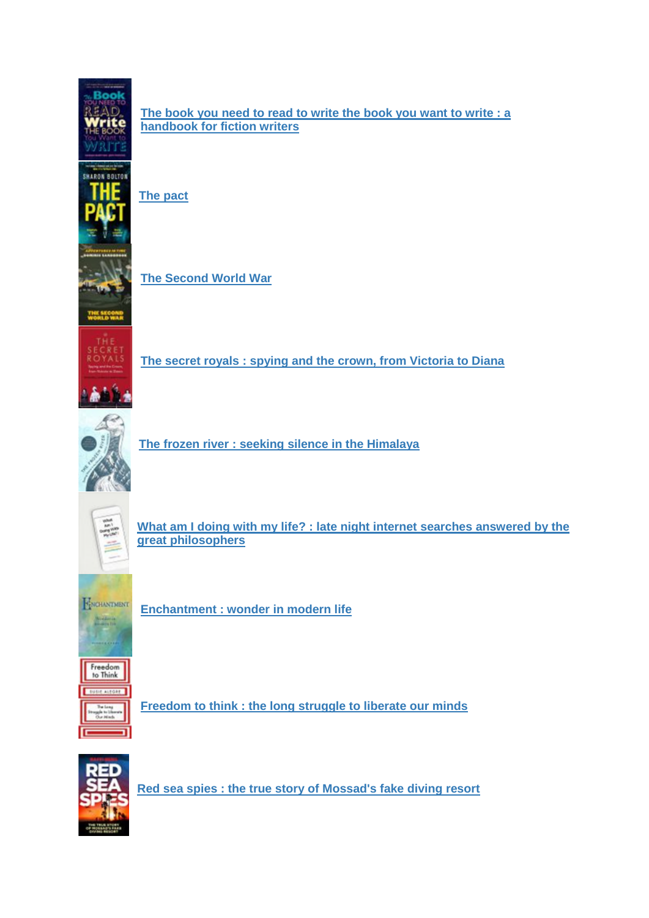[The book you need to read to write the book you want to write : a handbook for fiction writers]

[The pact]

[The Second World War]

[The secret royals : spying and the crown, from Victoria to Diana]

[The frozen river : seeking silence in the Himalaya]

[What am I doing with my life? : late night internet searches answered by the great philosophers]

[Enchantment : wonder in modern life]

[Freedom to think : the long struggle to liberate our minds]

[Red sea spies : the true story of Mossad's fake diving resort]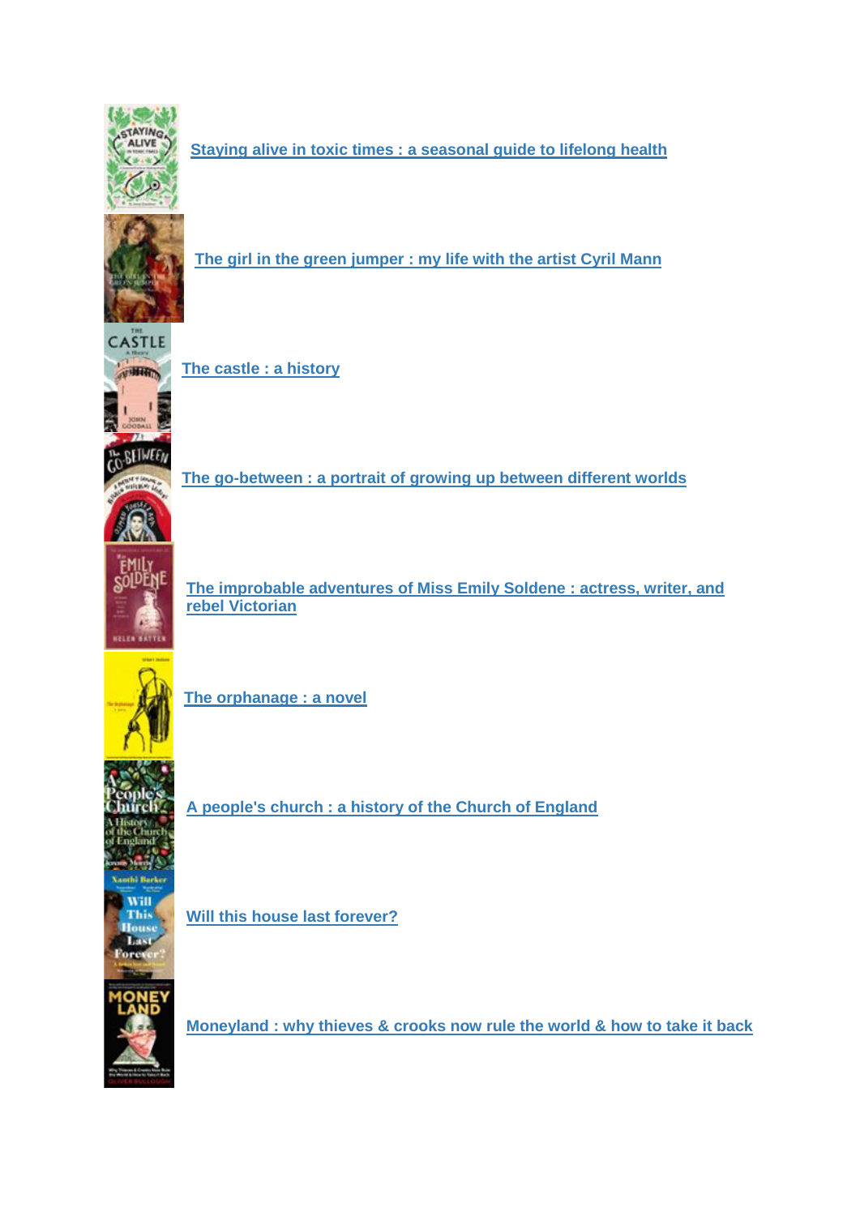Staying alive in toxic times : a seasonal guide to lifelong health

The girl in the green jumper : my life with the artist Cyril Mann

The castle : a history

The go-between : a portrait of growing up between different worlds

The improbable adventures of Miss Emily Soldene : actress, writer, and rebel Victorian

The orphanage : a novel

A people's church : a history of the Church of England

Will this house last forever?

Moneyland : why thieves & crooks now rule the world & how to take it back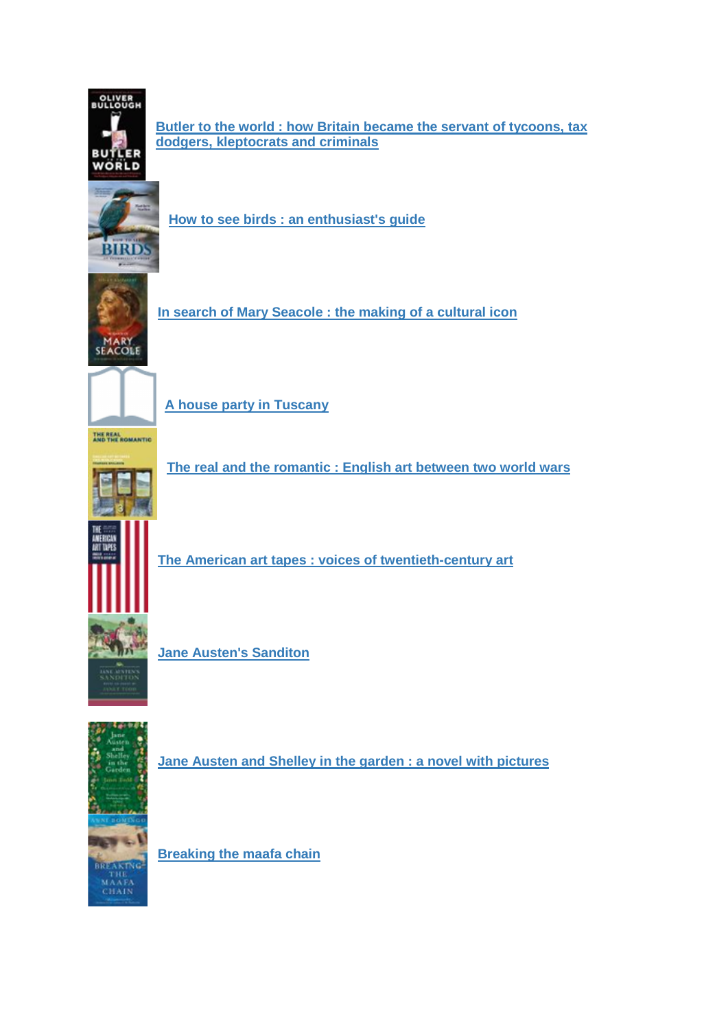Butler to the world : how Britain became the servant of tycoons, tax dodgers, kleptocrats and criminals

How to see birds : an enthusiast's guide

In search of Mary Seacole : the making of a cultural icon

A house party in Tuscany

The real and the romantic : English art between two world wars

The American art tapes : voices of twentieth-century art

Jane Austen's Sanditon

Jane Austen and Shelley in the garden : a novel with pictures

Breaking the maafa chain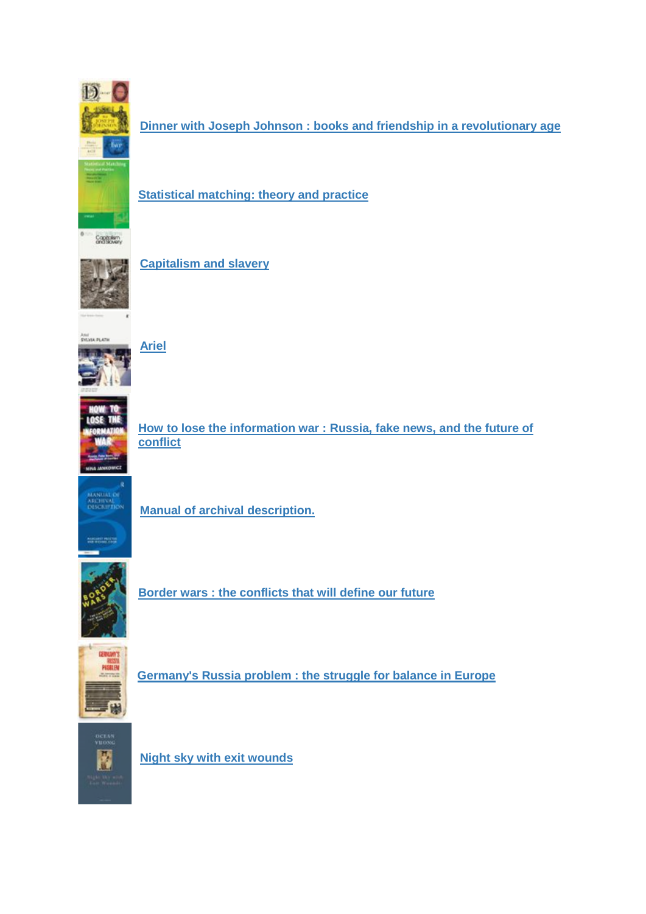[Dinner with Joseph Johnson : books and friendship in a revolutionary age]

[Statistical matching: theory and practice]

[Capitalism and slavery]

[Ariel]

[How to lose the information war : Russia, fake news, and the future of conflict]

[Manual of archival description.]

[Border wars : the conflicts that will define our future]

[Germany's Russia problem : the struggle for balance in Europe]

[Night sky with exit wounds]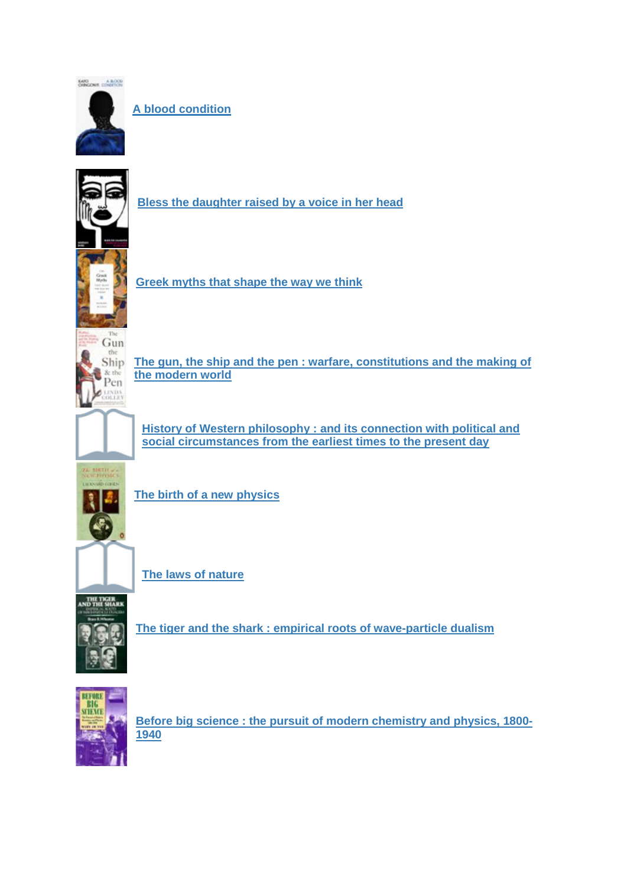[A blood condition]()

[Bless the daughter raised by a voice in her head]()

[Greek myths that shape the way we think]()

[The gun, the ship and the pen : warfare, constitutions and the making of the modern world]()

[History of Western philosophy : and its connection with political and social circumstances from the earliest times to the present day]()

[The birth of a new physics]()

[The laws of nature]()

[The tiger and the shark : empirical roots of wave-particle dualism]()

[Before big science : the pursuit of modern chemistry and physics, 1800-1940]()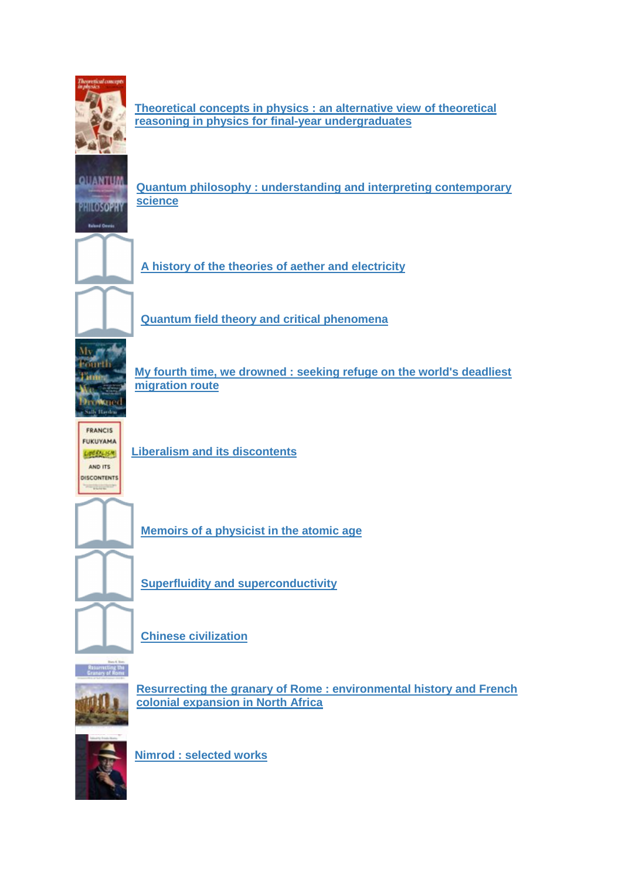[Theoretical concepts in physics : an alternative view of theoretical reasoning in physics for final-year undergraduates]

[Quantum philosophy : understanding and interpreting contemporary science]

[A history of the theories of aether and electricity]

[Quantum field theory and critical phenomena]

[My fourth time, we drowned : seeking refuge on the world's deadliest migration route]

[Liberalism and its discontents]

[Memoirs of a physicist in the atomic age]

[Superfluidity and superconductivity]

[Chinese civilization]

[Resurrecting the granary of Rome : environmental history and French colonial expansion in North Africa]

[Nimrod : selected works]